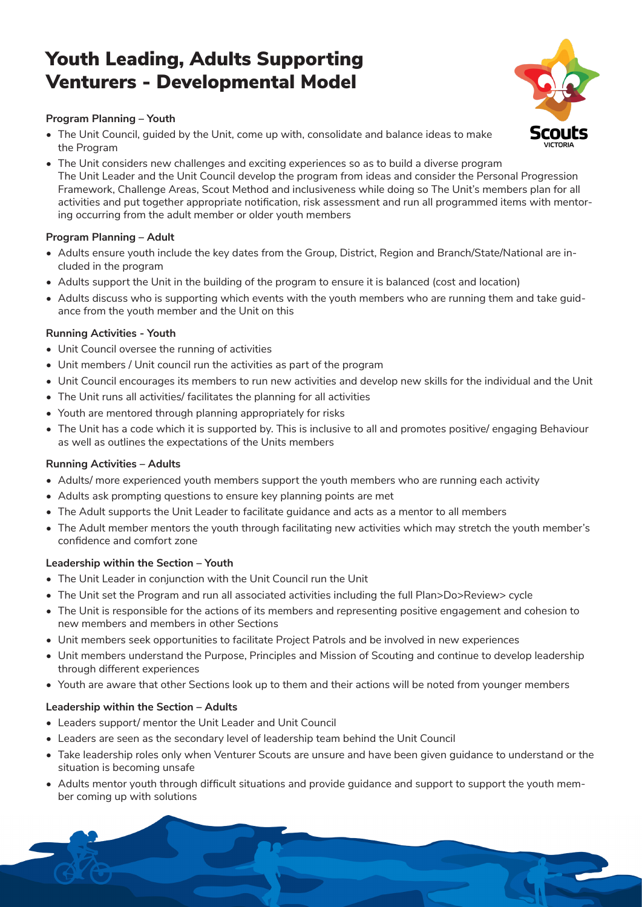# Youth Leading, Adults Supporting Venturers - Developmental Model

**Program Planning – Youth**

- The Unit Council, guided by the Unit, come up with, consolidate and balance ideas to make the Program
- The Unit considers new challenges and exciting experiences so as to build a diverse program The Unit Leader and the Unit Council develop the program from ideas and consider the Personal Progression Framework, Challenge Areas, Scout Method and inclusiveness while doing so The Unit's members plan for all activities and put together appropriate notification, risk assessment and run all programmed items with mentoring occurring from the adult member or older youth members

**Program Planning – Adult**

- Adults ensure youth include the key dates from the Group, District, Region and Branch/State/National are included in the program
- Adults support the Unit in the building of the program to ensure it is balanced (cost and location)
- Adults discuss who is supporting which events with the youth members who are running them and take guidance from the youth member and the Unit on this

**Running Activities - Youth**

- Unit Council oversee the running of activities
- Unit members / Unit council run the activities as part of the program
- Unit Council encourages its members to run new activities and develop new skills for the individual and the Unit
- The Unit runs all activities/ facilitates the planning for all activities
- Youth are mentored through planning appropriately for risks
- The Unit has a code which it is supported by. This is inclusive to all and promotes positive/ engaging Behaviour as well as outlines the expectations of the Units members

**Running Activities – Adults**

- Adults/ more experienced youth members support the youth members who are running each activity
- Adults ask prompting questions to ensure key planning points are met
- The Adult supports the Unit Leader to facilitate guidance and acts as a mentor to all members
- The Adult member mentors the youth through facilitating new activities which may stretch the youth member's confidence and comfort zone

**Leadership within the Section – Youth**

- The Unit Leader in conjunction with the Unit Council run the Unit
- The Unit set the Program and run all associated activities including the full Plan>Do>Review> cycle
- The Unit is responsible for the actions of its members and representing positive engagement and cohesion to new members and members in other Sections
- Unit members seek opportunities to facilitate Project Patrols and be involved in new experiences
- Unit members understand the Purpose, Principles and Mission of Scouting and continue to develop leadership through different experiences
- Youth are aware that other Sections look up to them and their actions will be noted from younger members

**Leadership within the Section – Adults**

- Leaders support/ mentor the Unit Leader and Unit Council
- Leaders are seen as the secondary level of leadership team behind the Unit Council
- Take leadership roles only when Venturer Scouts are unsure and have been given guidance to understand or the situation is becoming unsafe
- Adults mentor youth through difficult situations and provide guidance and support to support the youth member coming up with solutions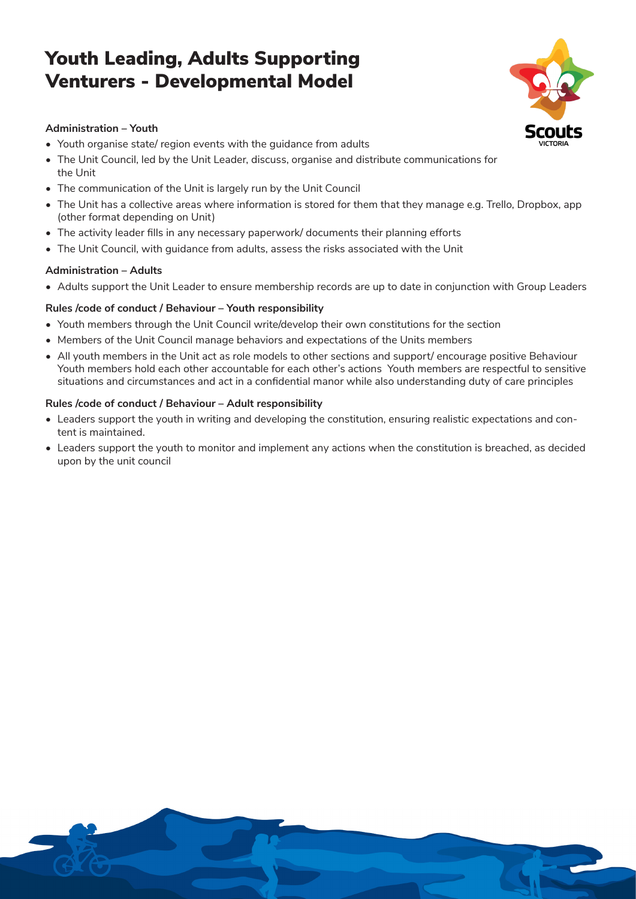# Youth Leading, Adults Supporting Venturers - Developmental Model

**Administration – Youth**

- Youth organise state/ region events with the guidance from adults
- The Unit Council, led by the Unit Leader, discuss, organise and distribute communications for the Unit
- The communication of the Unit is largely run by the Unit Council
- The Unit has a collective areas where information is stored for them that they manage e.g. Trello, Dropbox, app (other format depending on Unit)
- The activity leader fills in any necessary paperwork/ documents their planning efforts
- The Unit Council, with guidance from adults, assess the risks associated with the Unit

**Administration – Adults**

- Adults support the Unit Leader to ensure membership records are up to date in conjunction with Group Leaders

**Rules /code of conduct / Behaviour – Youth responsibility**

- Youth members through the Unit Council write/develop their own constitutions for the section
- Members of the Unit Council manage behaviors and expectations of the Units members
- All youth members in the Unit act as role models to other sections and support/ encourage positive Behaviour Youth members hold each other accountable for each other's actions Youth members are respectful to sensitive situations and circumstances and act in a confidential manor while also understanding duty of care principles

**Rules /code of conduct / Behaviour – Adult responsibility**

- Leaders support the youth in writing and developing the constitution, ensuring realistic expectations and content is maintained.
- Leaders support the youth to monitor and implement any actions when the constitution is breached, as decided upon by the unit council